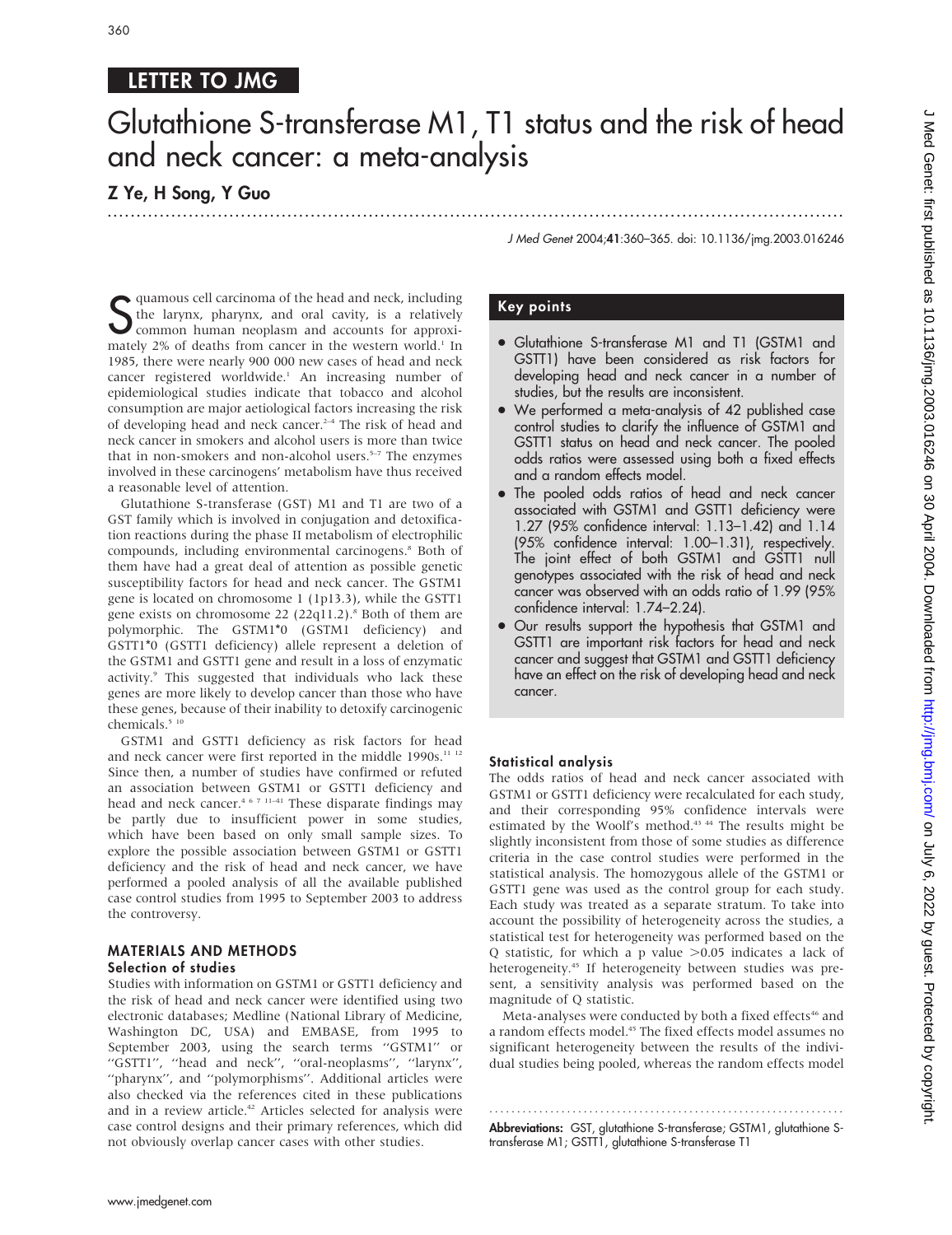LETTER TO JMG

# Glutathione S-transferase M1, T1 status and the risk of head and neck cancer: a meta-analysis

**Z Ye, H Song, Y Guo**

J Med Genet 2004;41:360–365. doi: 10.1136/jmg.2003.016246

Squamous cell carcinoma of the head and neck, including the larynx, pharynx, and oral cavity, is a relatively common human neoplasm and accounts for approximately 2% of deaths from cancer in the western world.[1] In 1985, there were nearly 900 000 new cases of head and neck cancer registered worldwide.[1] An increasing number of epidemiological studies indicate that tobacco and alcohol consumption are major aetiological factors increasing the risk of developing head and neck cancer.[2–4] The risk of head and neck cancer in smokers and alcohol users is more than twice that in non-smokers and non-alcohol users.[5–7] The enzymes involved in these carcinogens' metabolism have thus received a reasonable level of attention.

Glutathione S-transferase (GST) M1 and T1 are two of a GST family which is involved in conjugation and detoxification reactions during the phase II metabolism of electrophilic compounds, including environmental carcinogens.[8] Both of them have had a great deal of attention as possible genetic susceptibility factors for head and neck cancer. The GSTM1 gene is located on chromosome 1 (1p13.3), while the GSTT1 gene exists on chromosome 22 (22q11.2).[8] Both of them are polymorphic. The GSTM1*0 (GSTM1 deficiency) and GSTT1*0 (GSTT1 deficiency) allele represent a deletion of the GSTM1 and GSTT1 gene and result in a loss of enzymatic activity.[9] This suggested that individuals who lack these genes are more likely to develop cancer than those who have these genes, because of their inability to detoxify carcinogenic chemicals.[5 10]

GSTM1 and GSTT1 deficiency as risk factors for head and neck cancer were first reported in the middle 1990s.[11 12] Since then, a number of studies have confirmed or refuted an association between GSTM1 or GSTT1 deficiency and head and neck cancer.[4 6 7 11–41] These disparate findings may be partly due to insufficient power in some studies, which have been based on only small sample sizes. To explore the possible association between GSTM1 or GSTT1 deficiency and the risk of head and neck cancer, we have performed a pooled analysis of all the available published case control studies from 1995 to September 2003 to address the controversy.

## MATERIALS AND METHODS

### Selection of studies

Studies with information on GSTM1 or GSTT1 deficiency and the risk of head and neck cancer were identified using two electronic databases; Medline (National Library of Medicine, Washington DC, USA) and EMBASE, from 1995 to September 2003, using the search terms "GSTM1" or "GSTT1", "head and neck", "oral-neoplasms", "larynx", "pharynx", and "polymorphisms". Additional articles were also checked via the references cited in these publications and in a review article.[42] Articles selected for analysis were case control designs and their primary references, which did not obviously overlap cancer cases with other studies.

## Key points

- Glutathione S-transferase M1 and T1 (GSTM1 and GSTT1) have been considered as risk factors for developing head and neck cancer in a number of studies, but the results are inconsistent.
- We performed a meta-analysis of 42 published case control studies to clarify the influence of GSTM1 and GSTT1 status on head and neck cancer. The pooled odds ratios were assessed using both a fixed effects and a random effects model.
- The pooled odds ratios of head and neck cancer associated with GSTM1 and GSTT1 deficiency were 1.27 (95% confidence interval: 1.13–1.42) and 1.14 (95% confidence interval: 1.00–1.31), respectively. The joint effect of both GSTM1 and GSTT1 null genotypes associated with the risk of head and neck cancer was observed with an odds ratio of 1.99 (95% confidence interval: 1.74–2.24).
- Our results support the hypothesis that GSTM1 and GSTT1 are important risk factors for head and neck cancer and suggest that GSTM1 and GSTT1 deficiency have an effect on the risk of developing head and neck cancer.

### Statistical analysis

The odds ratios of head and neck cancer associated with GSTM1 or GSTT1 deficiency were recalculated for each study, and their corresponding 95% confidence intervals were estimated by the Woolf's method.[43 44] The results might be slightly inconsistent from those of some studies as difference criteria in the case control studies were performed in the statistical analysis. The homozygous allele of the GSTM1 or GSTT1 gene was used as the control group for each study. Each study was treated as a separate stratum. To take into account the possibility of heterogeneity across the studies, a statistical test for heterogeneity was performed based on the Q statistic, for which a p value $>0.05$ indicates a lack of heterogeneity.[45] If heterogeneity between studies was present, a sensitivity analysis was performed based on the magnitude of Q statistic.

Meta-analyses were conducted by both a fixed effects[46] and a random effects model.[45] The fixed effects model assumes no significant heterogeneity between the results of the individual studies being pooled, whereas the random effects model

**Abbreviations:** GST, glutathione S-transferase; GSTM1, glutathione S-transferase M1; GSTT1, glutathione S-transferase T1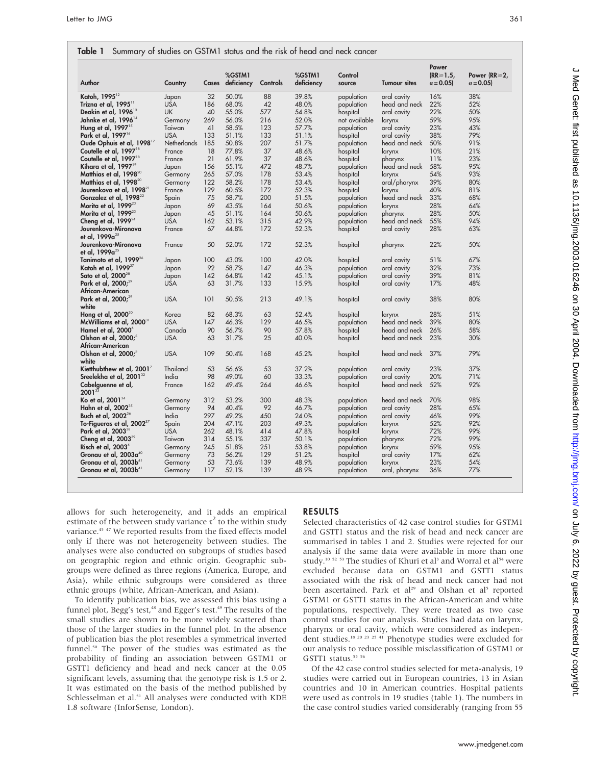**Table 1** Summary of studies on GSTM1 status and the risk of head and neck cancer

| Author | Country | Cases | %GSTM1 deficiency | Controls | %GSTM1 deficiency | Control source | Tumour sites | Power (RR≥1.5, α = 0.05) | Power (RR≥2, α = 0.05) |
|---|---|---|---|---|---|---|---|---|---|
| Katoh, 1995[12] | Japan | 32 | 50.0% | 88 | 39.8% | population | oral cavity | 16% | 38% |
| Trizna et al, 1995[11] | USA | 186 | 68.0% | 42 | 48.0% | population | head and neck | 22% | 52% |
| Deakin et al, 1996[13] | UK | 40 | 55.0% | 577 | 54.8% | hospital | oral cavity | 22% | 50% |
| Jahnke et al, 1996[14] | Germany | 269 | 56.0% | 216 | 52.0% | not available | larynx | 59% | 95% |
| Hung et al, 1997[15] | Taiwan | 41 | 58.5% | 123 | 57.7% | population | oral cavity | 23% | 43% |
| Park et al, 1997[16] | USA | 133 | 51.1% | 133 | 51.1% | hospital | oral cavity | 38% | 79% |
| Oude Ophuis et al, 1998[17] | Netherlands | 185 | 50.8% | 207 | 51.7% | population | head and neck | 50% | 91% |
| Coutelle et al, 1997[18] | France | 18 | 77.8% | 37 | 48.6% | hospital | larynx | 10% | 21% |
| Coutelle et al, 1997[18] | France | 21 | 61.9% | 37 | 48.6% | hospital | pharynx | 11% | 23% |
| Kihara et al, 1997[19] | Japan | 156 | 55.1% | 472 | 48.7% | population | head and neck | 58% | 95% |
| Matthias et al, 1998[20] | Germany | 265 | 57.0% | 178 | 53.4% | hospital | larynx | 54% | 93% |
| Matthias et al, 1998[20] | Germany | 122 | 58.2% | 178 | 53.4% | hospital | oral/pharynx | 39% | 80% |
| Jourenkova et al, 1998[21] | France | 129 | 60.5% | 172 | 52.3% | hospital | larynx | 40% | 81% |
| Gonzalez et al, 1998[22] | Spain | 75 | 58.7% | 200 | 51.5% | population | head and neck | 33% | 68% |
| Morita et al, 1999[23] | Japan | 69 | 43.5% | 164 | 50.6% | population | larynx | 28% | 64% |
| Morita et al, 1999[23] | Japan | 45 | 51.1% | 164 | 50.6% | population | pharynx | 28% | 50% |
| Cheng et al, 1999[24] | USA | 162 | 53.1% | 315 | 42.9% | population | head and neck | 55% | 94% |
| Jourenkova-Mironova et al, 1999a[25] | France | 67 | 44.8% | 172 | 52.3% | hospital | oral cavity | 28% | 63% |
| Jourenkova-Mironova et al, 1999a[25] | France | 50 | 52.0% | 172 | 52.3% | hospital | pharynx | 22% | 50% |
| Tanimoto et al, 1999[26] | Japan | 100 | 43.0% | 100 | 42.0% | hospital | oral cavity | 51% | 67% |
| Katoh et al, 1999[27] | Japan | 92 | 58.7% | 147 | 46.3% | population | oral cavity | 32% | 73% |
| Sato et al, 2000[28] | Japan | 142 | 64.8% | 142 | 45.1% | population | oral cavity | 39% | 81% |
| Park et al, 2000;[29] African-American | USA | 63 | 31.7% | 133 | 15.9% | hospital | oral cavity | 17% | 48% |
| Park et al, 2000;[29] white | USA | 101 | 50.5% | 213 | 49.1% | hospital | oral cavity | 38% | 80% |
| Hong et al, 2000[30] | Korea | 82 | 68.3% | 63 | 52.4% | hospital | larynx | 28% | 51% |
| McWilliams et al, 2000[31] | USA | 147 | 46.3% | 129 | 46.5% | population | head and neck | 39% | 80% |
| Hamel et al, 2000[6] | Canada | 90 | 56.7% | 90 | 57.8% | hospital | head and neck | 26% | 58% |
| Olshan et al, 2000;[5] African-American | USA | 63 | 31.7% | 25 | 40.0% | hospital | head and neck | 23% | 30% |
| Olshan et al, 2000;[5] white | USA | 109 | 50.4% | 168 | 45.2% | hospital | head and neck | 37% | 79% |
| Kietthubthew et al, 2001[7] | Thailand | 53 | 56.6% | 53 | 37.2% | population | oral cavity | 23% | 37% |
| Sreelekha et al, 2001[32] | India | 98 | 49.0% | 60 | 33.3% | population | oral cavity | 20% | 71% |
| Cabelguenne et al, 2001[33] | France | 162 | 49.4% | 264 | 46.6% | hospital | head and neck | 52% | 92% |
| Ko et al, 2001[34] | Germany | 312 | 53.2% | 300 | 48.3% | population | head and neck | 70% | 98% |
| Hahn et al, 2002[35] | Germany | 94 | 40.4% | 92 | 46.7% | population | oral cavity | 28% | 65% |
| Buch et al, 2002[36] | India | 297 | 49.2% | 450 | 24.0% | population | oral cavity | 46% | 99% |
| To-Figueras et al, 2002[37] | Spain | 204 | 47.1% | 203 | 49.3% | population | larynx | 52% | 92% |
| Park et al, 2003[38] | USA | 262 | 48.1% | 414 | 47.8% | hospital | larynx | 72% | 99% |
| Cheng et al, 2003[39] | Taiwan | 314 | 55.1% | 337 | 50.1% | population | pharynx | 72% | 99% |
| Risch et al, 2003[4] | Germany | 245 | 51.8% | 251 | 53.8% | population | larynx | 59% | 95% |
| Gronau et al, 2003a[40] | Germany | 73 | 56.2% | 129 | 51.2% | hospital | oral cavity | 17% | 62% |
| Gronau et al, 2003b[41] | Germany | 53 | 73.6% | 139 | 48.9% | population | larynx | 23% | 54% |
| Gronau et al, 2003b[41] | Germany | 117 | 52.1% | 139 | 48.9% | population | oral, pharynx | 36% | 77% |

allows for such heterogeneity, and it adds an empirical estimate of the between study variance $\tau^2$ to the within study variance.[45 47] We reported results from the fixed effects model only if there was not heterogeneity between studies. The analyses were also conducted on subgroups of studies based on geographic region and ethnic origin. Geographic subgroups were defined as three regions (America, Europe, and Asia), while ethnic subgroups were considered as three ethnic groups (white, African-American, and Asian).

To identify publication bias, we assessed this bias using a funnel plot, Begg's test,[48] and Egger's test.[49] The results of the small studies are shown to be more widely scattered than those of the larger studies in the funnel plot. In the absence of publication bias the plot resembles a symmetrical inverted funnel.[50] The power of the studies was estimated as the probability of finding an association between GSTM1 or GSTT1 deficiency and head and neck cancer at the 0.05 significant levels, assuming that the genotype risk is 1.5 or 2. It was estimated on the basis of the method published by Schlesselman et al.[51] All analyses were conducted with KDE 1.8 software (InforSense, London).

## RESULTS

Selected characteristics of 42 case control studies for GSTM1 and GSTT1 status and the risk of head and neck cancer are summarised in tables 1 and 2. Studies were rejected for our analysis if the same data were available in more than one study.[10 52 53] The studies of Khuri et al[3] and Worral et al[54] were excluded because data on GSTM1 and GSTT1 status associated with the risk of head and neck cancer had not been ascertained. Park et al[29] and Olshan et al[5] reported GSTM1 or GSTT1 status in the African-American and white populations, respectively. They were treated as two case control studies for our analysis. Studies had data on larynx, pharynx or oral cavity, which were considered as independent studies.[18 20 23 25 41] Phenotype studies were excluded for our analysis to reduce possible misclassification of GSTM1 or GSTT1 status.[55 56]

Of the 42 case control studies selected for meta-analysis, 19 studies were carried out in European countries, 13 in Asian countries and 10 in American countries. Hospital patients were used as controls in 19 studies (table 1). The numbers in the case control studies varied considerably (ranging from 55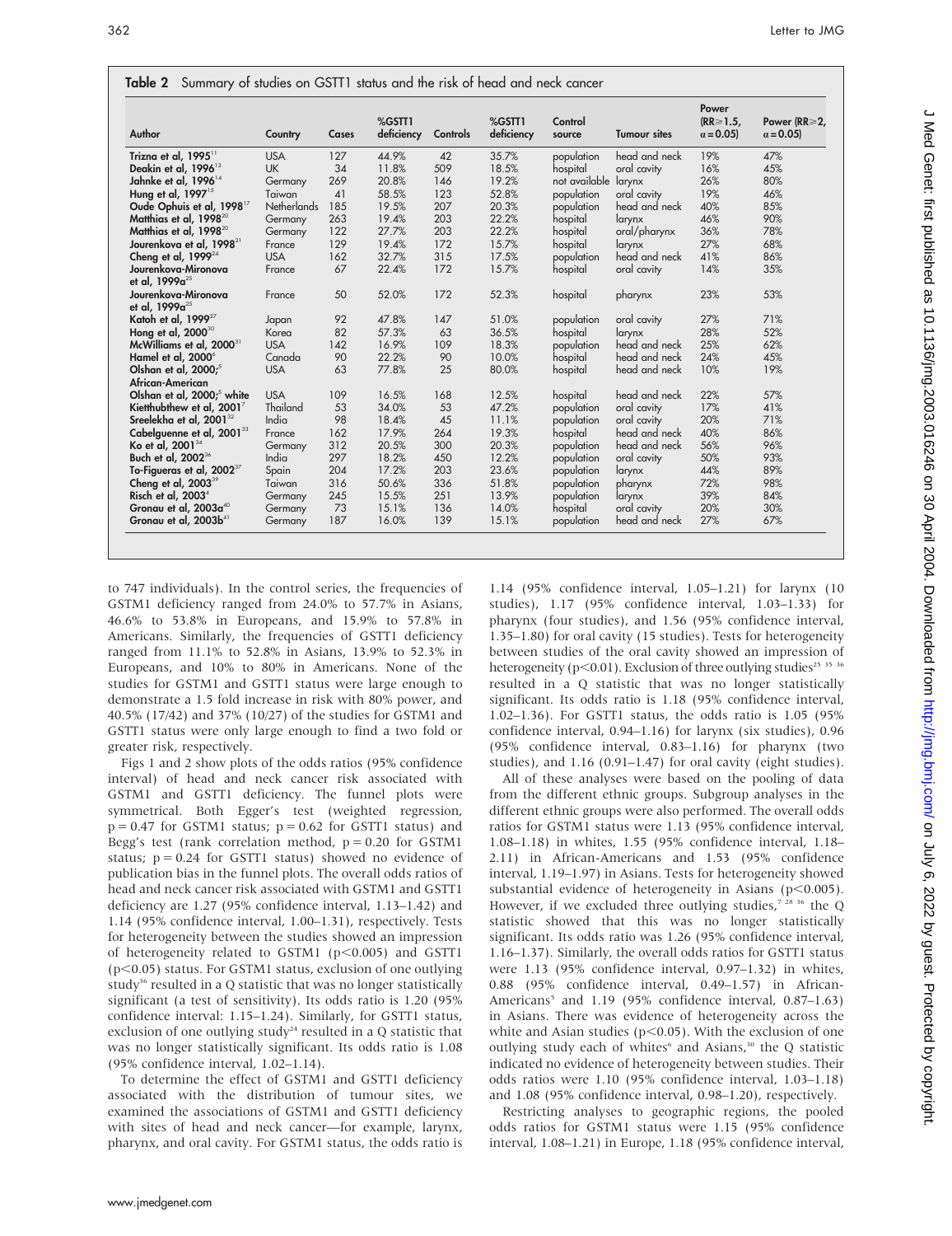**Table 2** Summary of studies on GSTT1 status and the risk of head and neck cancer

| Author | Country | Cases | %GSTT1 deficiency | Controls | %GSTT1 deficiency | Control source | Tumour sites | Power (RR≥1.5, α = 0.05) | Power (RR≥2, α = 0.05) |
|---|---|---|---|---|---|---|---|---|---|
| Trizna et al, 1995[11] | USA | 127 | 44.9% | 42 | 35.7% | population | head and neck | 19% | 47% |
| Deakin et al, 1996[13] | UK | 34 | 11.8% | 509 | 18.5% | hospital | oral cavity | 16% | 45% |
| Jahnke et al, 1996[14] | Germany | 269 | 20.8% | 146 | 19.2% | not available | larynx | 26% | 80% |
| Hung et al, 1997[15] | Taiwan | 41 | 58.5% | 123 | 52.8% | population | oral cavity | 19% | 46% |
| Oude Ophuis et al, 1998[17] | Netherlands | 185 | 19.5% | 207 | 20.3% | population | head and neck | 40% | 85% |
| Matthias et al, 1998[20] | Germany | 263 | 19.4% | 203 | 22.2% | hospital | larynx | 46% | 90% |
| Matthias et al, 1998[20] | Germany | 122 | 27.7% | 203 | 22.2% | hospital | oral/pharynx | 36% | 78% |
| Jourenkova et al, 1998[21] | France | 129 | 19.4% | 172 | 15.7% | hospital | larynx | 27% | 68% |
| Cheng et al, 1999[24] | USA | 162 | 32.7% | 315 | 17.5% | population | head and neck | 41% | 86% |
| Jourenkova-Mironova et al, 1999a[25] | France | 67 | 22.4% | 172 | 15.7% | hospital | oral cavity | 14% | 35% |
| Jourenkova-Mironova et al, 1999a[25] | France | 50 | 52.0% | 172 | 52.3% | hospital | pharynx | 23% | 53% |
| Katoh et al, 1999[27] | Japan | 92 | 47.8% | 147 | 51.0% | population | oral cavity | 27% | 71% |
| Hong et al, 2000[30] | Korea | 82 | 57.3% | 63 | 36.5% | hospital | larynx | 28% | 52% |
| McWilliams et al, 2000[31] | USA | 142 | 16.9% | 109 | 18.3% | population | head and neck | 25% | 62% |
| Hamel et al, 2000[6] | Canada | 90 | 22.2% | 90 | 10.0% | hospital | head and neck | 24% | 45% |
| Olshan et al, 2000;[5] African-American | USA | 63 | 77.8% | 25 | 80.0% | hospital | head and neck | 10% | 19% |
| Olshan et al, 2000;[5] white | USA | 109 | 16.5% | 168 | 12.5% | hospital | head and neck | 22% | 57% |
| Kietthubthew et al, 2001[7] | Thailand | 53 | 34.0% | 53 | 47.2% | population | oral cavity | 17% | 41% |
| Sreelekha et al, 2001[32] | India | 98 | 18.4% | 45 | 11.1% | population | oral cavity | 20% | 71% |
| Cabelguenne et al, 2001[33] | France | 162 | 17.9% | 264 | 19.3% | hospital | head and neck | 40% | 86% |
| Ko et al, 2001[34] | Germany | 312 | 20.5% | 300 | 20.3% | population | head and neck | 56% | 96% |
| Buch et al, 2002[36] | India | 297 | 18.2% | 450 | 12.2% | population | oral cavity | 50% | 93% |
| To-Figueras et al, 2002[37] | Spain | 204 | 17.2% | 203 | 23.6% | population | larynx | 44% | 89% |
| Cheng et al, 2003[39] | Taiwan | 316 | 50.6% | 336 | 51.8% | population | pharynx | 72% | 98% |
| Risch et al, 2003[4] | Germany | 245 | 15.5% | 251 | 13.9% | population | larynx | 39% | 84% |
| Gronau et al, 2003a[40] | Germany | 73 | 15.1% | 136 | 14.0% | hospital | oral cavity | 20% | 30% |
| Gronau et al, 2003b[41] | Germany | 187 | 16.0% | 139 | 15.1% | population | head and neck | 27% | 67% |

to 747 individuals). In the control series, the frequencies of GSTM1 deficiency ranged from 24.0% to 57.7% in Asians, 46.6% to 53.8% in Europeans, and 15.9% to 57.8% in Americans. Similarly, the frequencies of GSTT1 deficiency ranged from 11.1% to 52.8% in Asians, 13.9% to 52.3% in Europeans, and 10% to 80% in Americans. None of the studies for GSTM1 and GSTT1 status were large enough to demonstrate a 1.5 fold increase in risk with 80% power, and 40.5% (17/42) and 37% (10/27) of the studies for GSTM1 and GSTT1 status were only large enough to find a two fold or greater risk, respectively.

Figs 1 and 2 show plots of the odds ratios (95% confidence interval) of head and neck cancer risk associated with GSTM1 and GSTT1 deficiency. The funnel plots were symmetrical. Both Egger's test (weighted regression, $p = 0.47$ for GSTM1 status; $p = 0.62$ for GSTT1 status) and Begg's test (rank correlation method, $p = 0.20$ for GSTM1 status; $p = 0.24$ for GSTT1 status) showed no evidence of publication bias in the funnel plots. The overall odds ratios of head and neck cancer risk associated with GSTM1 and GSTT1 deficiency are 1.27 (95% confidence interval, 1.13–1.42) and 1.14 (95% confidence interval, 1.00–1.31), respectively. Tests for heterogeneity between the studies showed an impression of heterogeneity related to GSTM1 ($p<0.005$) and GSTT1 ($p<0.05$) status. For GSTM1 status, exclusion of one outlying study[36] resulted in a Q statistic that was no longer statistically significant (a test of sensitivity). Its odds ratio is 1.20 (95% confidence interval: 1.15–1.24). Similarly, for GSTT1 status, exclusion of one outlying study[24] resulted in a Q statistic that was no longer statistically significant. Its odds ratio is 1.08 (95% confidence interval, 1.02–1.14).

To determine the effect of GSTM1 and GSTT1 deficiency associated with the distribution of tumour sites, we examined the associations of GSTM1 and GSTT1 deficiency with sites of head and neck cancer—for example, larynx, pharynx, and oral cavity. For GSTM1 status, the odds ratio is 1.14 (95% confidence interval, 1.05–1.21) for larynx (10 studies), 1.17 (95% confidence interval, 1.03–1.33) for pharynx (four studies), and 1.56 (95% confidence interval, 1.35–1.80) for oral cavity (15 studies). Tests for heterogeneity between studies of the oral cavity showed an impression of heterogeneity ($p<0.01$). Exclusion of three outlying studies[25 35 36] resulted in a Q statistic that was no longer statistically significant. Its odds ratio is 1.18 (95% confidence interval, 1.02–1.36). For GSTT1 status, the odds ratio is 1.05 (95% confidence interval, 0.94–1.16) for larynx (six studies), 0.96 (95% confidence interval, 0.83–1.16) for pharynx (two studies), and 1.16 (0.91–1.47) for oral cavity (eight studies).

All of these analyses were based on the pooling of data from the different ethnic groups. Subgroup analyses in the different ethnic groups were also performed. The overall odds ratios for GSTM1 status were 1.13 (95% confidence interval, 1.08–1.18) in whites, 1.55 (95% confidence interval, 1.18–2.11) in African-Americans and 1.53 (95% confidence interval, 1.19–1.97) in Asians. Tests for heterogeneity showed substantial evidence of heterogeneity in Asians ($p<0.005$). However, if we excluded three outlying studies,[7 28 36] the Q statistic showed that this was no longer statistically significant. Its odds ratio was 1.26 (95% confidence interval, 1.16–1.37). Similarly, the overall odds ratios for GSTT1 status were 1.13 (95% confidence interval, 0.97–1.32) in whites, 0.88 (95% confidence interval, 0.49–1.57) in African-Americans[5] and 1.19 (95% confidence interval, 0.87–1.63) in Asians. There was evidence of heterogeneity across the white and Asian studies ($p<0.05$). With the exclusion of one outlying study each of whites[6] and Asians,[30] the Q statistic indicated no evidence of heterogeneity between studies. Their odds ratios were 1.10 (95% confidence interval, 1.03–1.18) and 1.08 (95% confidence interval, 0.98–1.20), respectively.

Restricting analyses to geographic regions, the pooled odds ratios for GSTM1 status were 1.15 (95% confidence interval, 1.08–1.21) in Europe, 1.18 (95% confidence interval,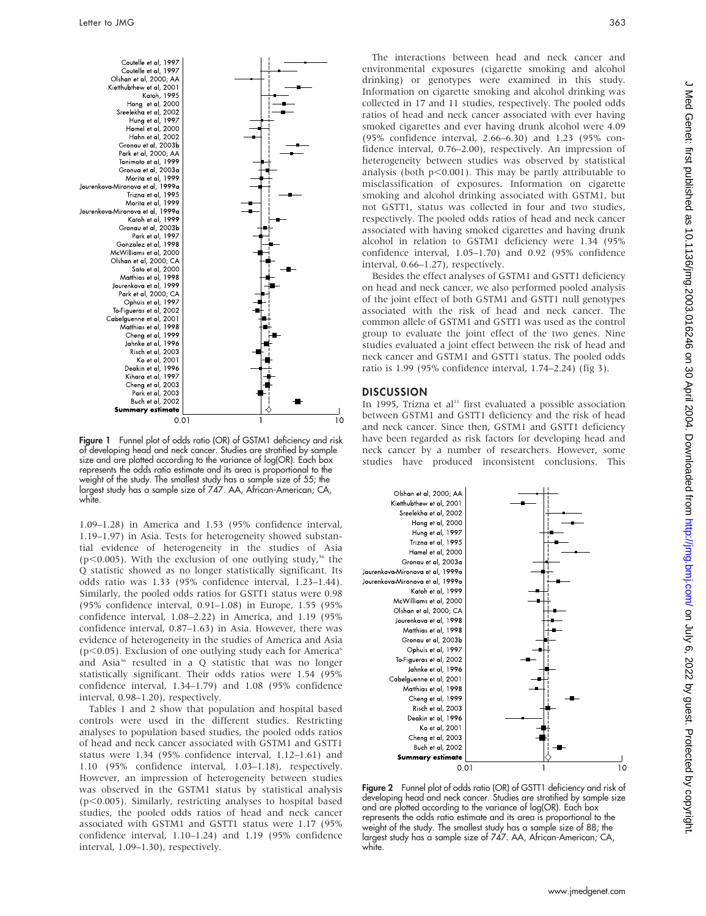Figure 1 Funnel plot of odds ratio (OR) of GSTM1 deficiency and risk of developing head and neck cancer. Studies are stratified by sample size and are plotted according to the variance of log(OR). Each box represents the odds ratio estimate and its area is proportional to the weight of the study. The smallest study has a sample size of 55; the largest study has a sample size of 747. AA, African-American; CA, white.

1.09–1.28) in America and 1.53 (95% confidence interval, 1.19–1.97) in Asia. Tests for heterogeneity showed substantial evidence of heterogeneity in the studies of Asia ($p<0.005$). With the exclusion of one outlying study,[36] the Q statistic showed as no longer statistically significant. Its odds ratio was 1.33 (95% confidence interval, 1.23–1.44). Similarly, the pooled odds ratios for GSTT1 status were 0.98 (95% confidence interval, 0.91–1.08) in Europe, 1.55 (95% confidence interval, 1.08–2.22) in America, and 1.19 (95% confidence interval, 0.87–1.63) in Asia. However, there was evidence of heterogeneity in the studies of America and Asia ($p<0.05$). Exclusion of one outlying study each for America[6] and Asia[36] resulted in a Q statistic that was no longer statistically significant. Their odds ratios were 1.54 (95% confidence interval, 1.34–1.79) and 1.08 (95% confidence interval, 0.98–1.20), respectively.

Tables 1 and 2 show that population and hospital based controls were used in the different studies. Restricting analyses to population based studies, the pooled odds ratios of head and neck cancer associated with GSTM1 and GSTT1 status were 1.34 (95% confidence interval, 1.12–1.61) and 1.10 (95% confidence interval, 1.03–1.18), respectively. However, an impression of heterogeneity between studies was observed in the GSTM1 status by statistical analysis ($p<0.005$). Similarly, restricting analyses to hospital based studies, the pooled odds ratios of head and neck cancer associated with GSTM1 and GSTT1 status were 1.17 (95% confidence interval, 1.10–1.24) and 1.19 (95% confidence interval, 1.09–1.30), respectively.

The interactions between head and neck cancer and environmental exposures (cigarette smoking and alcohol drinking) or genotypes were examined in this study. Information on cigarette smoking and alcohol drinking was collected in 17 and 11 studies, respectively. The pooled odds ratios of head and neck cancer associated with ever having smoked cigarettes and ever having drunk alcohol were 4.09 (95% confidence interval, 2.66–6.30) and 1.23 (95% confidence interval, 0.76–2.00), respectively. An impression of heterogeneity between studies was observed by statistical analysis (both $p<0.001$). This may be partly attributable to misclassification of exposures. Information on cigarette smoking and alcohol drinking associated with GSTM1, but not GSTT1, status was collected in four and two studies, respectively. The pooled odds ratios of head and neck cancer associated with having smoked cigarettes and having drunk alcohol in relation to GSTM1 deficiency were 1.34 (95% confidence interval, 1.05–1.70) and 0.92 (95% confidence interval, 0.66–1.27), respectively.

Besides the effect analyses of GSTM1 and GSTT1 deficiency on head and neck cancer, we also performed pooled analysis of the joint effect of both GSTM1 and GSTT1 null genotypes associated with the risk of head and neck cancer. The common allele of GSTM1 and GSTT1 was used as the control group to evaluate the joint effect of the two genes. Nine studies evaluated a joint effect between the risk of head and neck cancer and GSTM1 and GSTT1 status. The pooled odds ratio is 1.99 (95% confidence interval, 1.74–2.24) (fig 3).

## DISCUSSION

In 1995, Trizna et al[11] first evaluated a possible association between GSTM1 and GSTT1 deficiency and the risk of head and neck cancer. Since then, GSTM1 and GSTT1 deficiency have been regarded as risk factors for developing head and neck cancer by a number of researchers. However, some studies have produced inconsistent conclusions. This

Figure 2 Funnel plot of odds ratio (OR) of GSTT1 deficiency and risk of developing head and neck cancer. Studies are stratified by sample size and are plotted according to the variance of log(OR). Each box represents the odds ratio estimate and its area is proportional to the weight of the study. The smallest study has a sample size of 88; the largest study has a sample size of 747. AA, African-American; CA, white.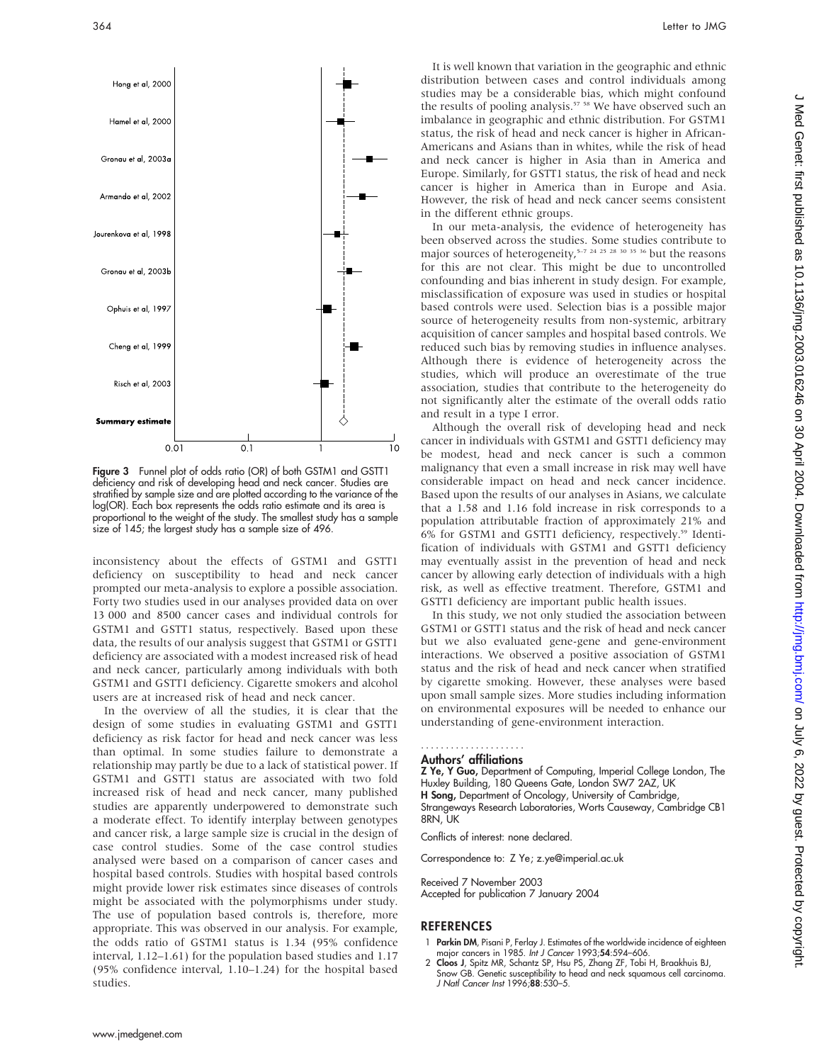Figure 3 Funnel plot of odds ratio (OR) of both GSTM1 and GSTT1 deficiency and risk of developing head and neck cancer. Studies are stratified by sample size and are plotted according to the variance of the log(OR). Each box represents the odds ratio estimate and its area is proportional to the weight of the study. The smallest study has a sample size of 145; the largest study has a sample size of 496.

inconsistency about the effects of GSTM1 and GSTT1 deficiency on susceptibility to head and neck cancer prompted our meta-analysis to explore a possible association. Forty two studies used in our analyses provided data on over 13 000 and 8500 cancer cases and individual controls for GSTM1 and GSTT1 status, respectively. Based upon these data, the results of our analysis suggest that GSTM1 or GSTT1 deficiency are associated with a modest increased risk of head and neck cancer, particularly among individuals with both GSTM1 and GSTT1 deficiency. Cigarette smokers and alcohol users are at increased risk of head and neck cancer.

In the overview of all the studies, it is clear that the design of some studies in evaluating GSTM1 and GSTT1 deficiency as risk factor for head and neck cancer was less than optimal. In some studies failure to demonstrate a relationship may partly be due to a lack of statistical power. If GSTM1 and GSTT1 status are associated with two fold increased risk of head and neck cancer, many published studies are apparently underpowered to demonstrate such a moderate effect. To identify interplay between genotypes and cancer risk, a large sample size is crucial in the design of case control studies. Some of the case control studies analysed were based on a comparison of cancer cases and hospital based controls. Studies with hospital based controls might provide lower risk estimates since diseases of controls might be associated with the polymorphisms under study. The use of population based controls is, therefore, more appropriate. This was observed in our analysis. For example, the odds ratio of GSTM1 status is 1.34 (95% confidence interval, 1.12–1.61) for the population based studies and 1.17 (95% confidence interval, 1.10–1.24) for the hospital based studies.

It is well known that variation in the geographic and ethnic distribution between cases and control individuals among studies may be a considerable bias, which might confound the results of pooling analysis.[57 58] We have observed such an imbalance in geographic and ethnic distribution. For GSTM1 status, the risk of head and neck cancer is higher in African-Americans and Asians than in whites, while the risk of head and neck cancer is higher in Asia than in America and Europe. Similarly, for GSTT1 status, the risk of head and neck cancer is higher in America than in Europe and Asia. However, the risk of head and neck cancer seems consistent in the different ethnic groups.

In our meta-analysis, the evidence of heterogeneity has been observed across the studies. Some studies contribute to major sources of heterogeneity,[5–7 24 25 28 30 35 36] but the reasons for this are not clear. This might be due to uncontrolled confounding and bias inherent in study design. For example, misclassification of exposure was used in studies or hospital based controls were used. Selection bias is a possible major source of heterogeneity results from non-systemic, arbitrary acquisition of cancer samples and hospital based controls. We reduced such bias by removing studies in influence analyses. Although there is evidence of heterogeneity across the studies, which will produce an overestimate of the true association, studies that contribute to the heterogeneity do not significantly alter the estimate of the overall odds ratio and result in a type I error.

Although the overall risk of developing head and neck cancer in individuals with GSTM1 and GSTT1 deficiency may be modest, head and neck cancer is such a common malignancy that even a small increase in risk may well have considerable impact on head and neck cancer incidence. Based upon the results of our analyses in Asians, we calculate that a 1.58 and 1.16 fold increase in risk corresponds to a population attributable fraction of approximately 21% and 6% for GSTM1 and GSTT1 deficiency, respectively.[59] Identification of individuals with GSTM1 and GSTT1 deficiency may eventually assist in the prevention of head and neck cancer by allowing early detection of individuals with a high risk, as well as effective treatment. Therefore, GSTM1 and GSTT1 deficiency are important public health issues.

In this study, we not only studied the association between GSTM1 or GSTT1 status and the risk of head and neck cancer but we also evaluated gene-gene and gene-environment interactions. We observed a positive association of GSTM1 status and the risk of head and neck cancer when stratified by cigarette smoking. However, these analyses were based upon small sample sizes. More studies including information on environmental exposures will be needed to enhance our understanding of gene-environment interaction.

## Authors' affiliations

**Z Ye, Y Guo,** Department of Computing, Imperial College London, The Huxley Building, 180 Queens Gate, London SW7 2AZ, UK
**H Song,** Department of Oncology, University of Cambridge, Strangeways Research Laboratories, Worts Causeway, Cambridge CB1 8RN, UK

Conflicts of interest: none declared.

Correspondence to: Z Ye; z.ye@imperial.ac.uk

Received 7 November 2003
Accepted for publication 7 January 2004

## REFERENCES

1. **Parkin DM**, Pisani P, Ferlay J. Estimates of the worldwide incidence of eighteen major cancers in 1985. *Int J Cancer* 1993;**54**:594–606.
2. **Cloos J**, Spitz MR, Schantz SP, Hsu PS, Zhang ZF, Tobi H, Braakhuis BJ, Snow GB. Genetic susceptibility to head and neck squamous cell carcinoma. *J Natl Cancer Inst* 1996;**88**:530–5.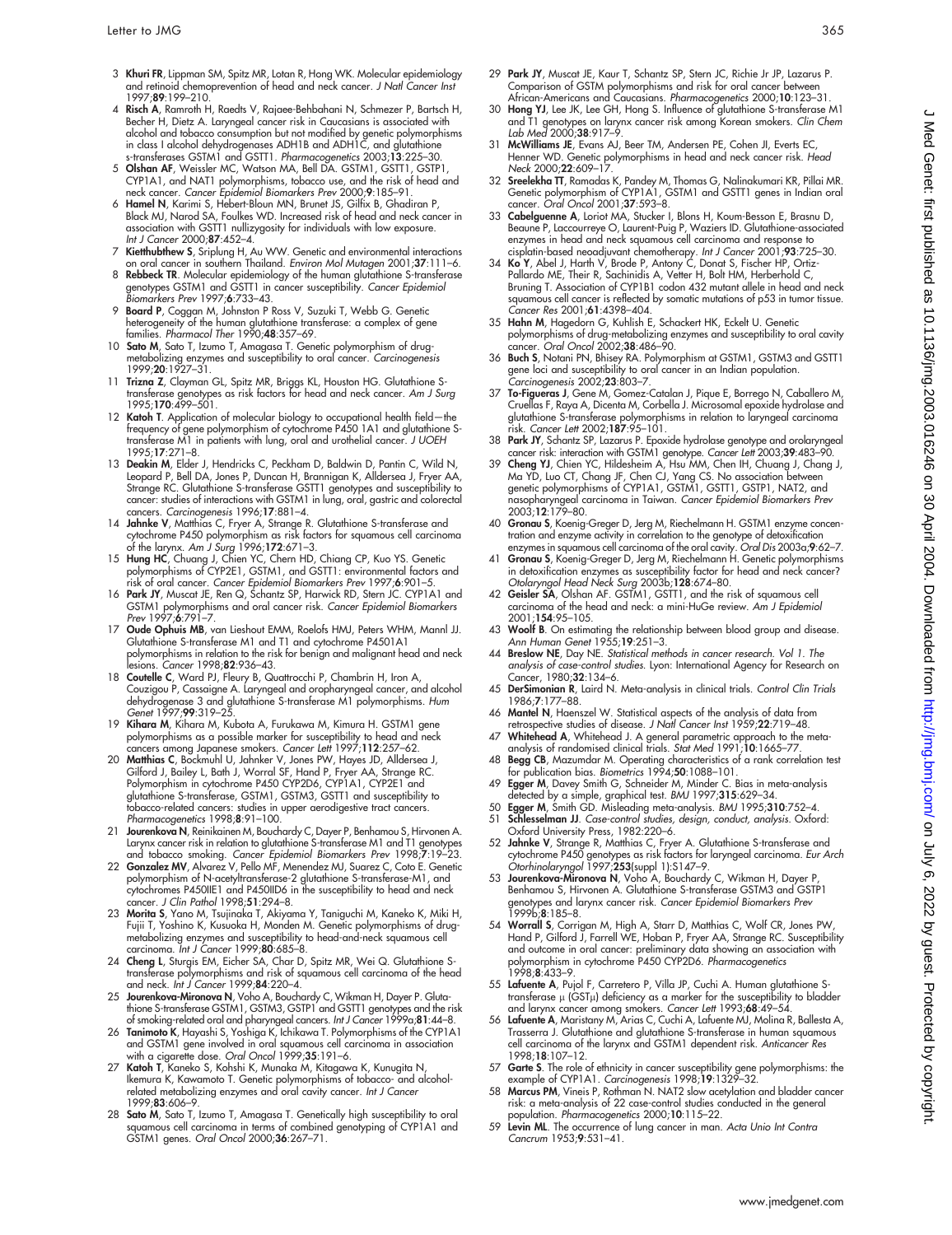3 **Khuri FR**, Lippman SM, Spitz MR, Lotan R, Hong WK. Molecular epidemiology and retinoid chemoprevention of head and neck cancer. *J Natl Cancer Inst* 1997;**89**:199–210.

4 **Risch A**, Ramroth H, Raedts V, Rajaee-Behbahani N, Schmezer P, Bartsch H, Becher H, Dietz A. Laryngeal cancer risk in Caucasians is associated with alcohol and tobacco consumption but not modified by genetic polymorphisms in class I alcohol dehydrogenases ADH1B and ADH1C, and glutathione s-transferases GSTM1 and GSTT1. *Pharmacogenetics* 2003;**13**:225–30.

5 **Olshan AF**, Weissler MC, Watson MA, Bell DA. GSTM1, GSTT1, GSTP1, CYP1A1, and NAT1 polymorphisms, tobacco use, and the risk of head and neck cancer. *Cancer Epidemiol Biomarkers Prev* 2000;**9**:185–91.

6 **Hamel N**, Karimi S, Hebert-Bloun MN, Brunet JS, Gilfix B, Ghadiran P, Black MJ, Narod SA, Foulkes WD. Increased risk of head and neck cancer in association with GSTT1 nullizygosity for individuals with low exposure. *Int J Cancer* 2000;**87**:452–4.

7 **Kietthubthew S**, Sriplung H, Au WW. Genetic and environmental interactions on oral cancer in southern Thailand. *Environ Mol Mutagen* 2001;**37**:111–6.

8 **Rebbeck TR**. Molecular epidemiology of the human glutathione S-transferase genotypes GSTM1 and GSTT1 in cancer susceptibility. *Cancer Epidemiol Biomarkers Prev* 1997;**6**:733–43.

9 **Board P**, Coggan M, Johnston P Ross V, Suzuki T, Webb G. Genetic heterogeneity of the human glutathione transferase: a complex of gene families. *Pharmacol Ther* 1990;**48**:357–69.

10 **Sato M**, Sato T, Izumo T, Amagasa T. Genetic polymorphism of drug-metabolizing enzymes and susceptibility to oral cancer. *Carcinogenesis* 1999;**20**:1927–31.

11 **Trizna Z**, Clayman GL, Spitz MR, Briggs KL, Houston HG. Glutathione S-transferase genotypes as risk factors for head and neck cancer. *Am J Surg* 1995;**170**:499–501.

12 **Katoh T**. Application of molecular biology to occupational health field—the frequency of gene polymorphism of cytochrome P450 1A1 and glutathione S-transferase M1 in patients with lung, oral and urothelial cancer. *J UOEH* 1995;**17**:271–8.

13 **Deakin M**, Elder J, Hendricks C, Peckham D, Baldwin D, Pantin C, Wild N, Leopard P, Bell DA, Jones P, Duncan H, Brannigan K, Alldersea J, Fryer AA, Strange RC. Glutathione S-transferase GSTT1 genotypes and susceptibility to cancer: studies of interactions with GSTM1 in lung, oral, gastric and colorectal cancers. *Carcinogenesis* 1996;**17**:881–4.

14 **Jahnke V**, Matthias C, Fryer A, Strange R. Glutathione S-transferase and cytochrome P450 polymorphism as risk factors for squamous cell carcinoma of the larynx. *Am J Surg* 1996;**172**:671–3.

15 **Hung HC**, Chuang J, Chien YC, Chern HD, Chiang CP, Kuo YS. Genetic polymorphisms of CYP2E1, GSTM1, and GSTT1: environmental factors and risk of oral cancer. *Cancer Epidemiol Biomarkers Prev* 1997;**6**:901–5.

16 **Park JY**, Muscat JE, Ren Q, Schantz SP, Harwick RD, Stern JC. CYP1A1 and GSTM1 polymorphisms and oral cancer risk. *Cancer Epidemiol Biomarkers Prev* 1997;**6**:791–7.

17 **Oude Ophuis MB**, van Lieshout EMM, Roelofs HMJ, Peters WHM, Manml JJ. Glutathione S-transferase M1 and T1 and cytochrome P4501A1 polymorphisms in relation to the risk for benign and malignant head and neck lesions. *Cancer* 1998;**82**:936–43.

18 **Coutelle C**, Ward PJ, Fleury B, Quattrocchi P, Chambrin H, Iron A, Couzigou P, Cassaigne A. Laryngeal and oropharyngeal cancer, and alcohol dehydrogenase 3 and glutathione S-transferase M1 polymorphisms. *Hum Genet* 1997;**99**:319–25.

19 **Kihara M**, Kihara M, Kubota A, Furukawa M, Kimura H. GSTM1 gene polymorphisms as a possible marker for susceptibility to head and neck cancers among Japanese smokers. *Cancer Lett* 1997;**112**:257–62.

20 **Matthias C**, Bockmuhl U, Jahnke V, Jones PW, Hayes JD, Alldersea J, Gilford J, Bailey L, Bath J, Worral SF, Hand P, Fryer AA, Strange RC. Polymorphism in cytochrome P450 CYP2D6, CYP1A1, CYP2E1 and glutathione S-transferase, GSTM1, GSTM3, GSTT1 and susceptibility to tobacco-related cancers: studies in upper aerodigestive tract cancers. *Pharmacogenetics* 1998;**8**:91–100.

21 **Jourenkova N**, Reinikainen M, Bouchardy C, Dayer P, Benhamou S, Hirvonen A. Larynx cancer risk in relation to glutathione S-transferase M1 and T1 genotypes and tobacco smoking. *Cancer Epidemiol Biomarkers Prev* 1998;**7**:19–23.

22 **Gonzalez MV**, Alvarez V, Pello MF, Menendez MJ, Suarez C, Coto E. Genetic polymorphism of N-acetyltransferase-2 glutathione S-transferase-M1, and cytochromes P450IIE1 and P450IID6 in the susceptibility to head and neck cancer. *J Clin Pathol* 1998;**51**:294–8.

23 **Morita S**, Yano M, Tsujinaka T, Akiyama Y, Taniguchi M, Kaneko K, Miki H, Fujii T, Yoshino K, Kusuoka H, Monden M. Genetic polymorphisms of drug-metabolizing enzymes and susceptibility to head-and-neck squamous cell carcinoma. *Int J Cancer* 1999;**80**:685–8.

24 **Cheng L**, Sturgis EM, Eicher SA, Char D, Spitz MR, Wei Q. Glutathione S-transferase polymorphisms and risk of squamous cell carcinoma of the head and neck. *Int J Cancer* 1999;**84**:220–4.

25 **Jourenkova-Mironova N**, Voho A, Bouchardy C, Wikman H, Dayer P. Glutathione S-transferase GSTM1, GSTM3, GSTP1 and GSTT1 genotypes and the risk of smoking-related oral and pharyngeal cancers. *Int J Cancer* 1999a;**81**:44–8.

26 **Tanimoto K**, Hayashi S, Yoshiga K, Ichikawa T. Polymorphisms of the CYP1A1 and GSTM1 gene involved in oral squamous cell carcinoma in association with a cigarette dose. *Oral Oncol* 1999;**35**:191–6.

27 **Katoh T**, Kaneko S, Kohshi K, Munaka M, Kitagawa K, Kunugita N, Ikemura K, Kawamoto T. Genetic polymorphisms of tobacco- and alcohol-related metabolizing enzymes and oral cavity cancer. *Int J Cancer* 1999;**83**:606–9.

28 **Sato M**, Sato T, Izumo T, Amagasa T. Genetically high susceptibility to oral squamous cell carcinoma in terms of combined genotyping of CYP1A1 and GSTM1 genes. *Oral Oncol* 2000;**36**:267–71.

29 **Park JY**, Muscat JE, Kaur T, Schantz SP, Stern JC, Richie Jr JP, Lazarus P. Comparison of GSTM polymorphisms and risk for oral cancer between African-Americans and Caucasians. *Pharmacogenetics* 2000;**10**:123–31.

30 **Hong YJ**, Lee JK, Lee GH, Hong S. Influence of glutathione S-transferase M1 and T1 genotypes on larynx cancer risk among Korean smokers. *Clin Chem Lab Med* 2000;**38**:917–9.

31 **McWilliams JE**, Evans AJ, Beer TM, Andersen PE, Cohen JI, Everts EC, Henner WD. Genetic polymorphisms in head and neck cancer risk. *Head Neck* 2000;**22**:609–17.

32 **Sreelekha TT**, Ramadas K, Pandey M, Thomas G, Nalinakumari KR, Pillai MR. Genetic polymorphism of CYP1A1, GSTM1 and GSTT1 genes in Indian oral cancer. *Oral Oncol* 2001;**37**:593–8.

33 **Cabelguenne A**, Loriot MA, Stucker I, Blons H, Koum-Besson E, Brasnu D, Beaune P, Laccourreye O, Laurent-Puig P, Waziers ID. Glutathione-associated enzymes in head and neck squamous cell carcinoma and response to cisplatin-based neoadjuvant chemotherapy. *Int J Cancer* 2001;**93**:725–30.

34 **Ko Y**, Abel J, Harth V, Brode P, Antony C, Donat S, Fischer HP, Ortiz-Pallardo ME, Their R, Sachinidis A, Vetter H, Bolt HM, Herberhold C, Bruning T. Association of CYP1B1 codon 432 mutant allele in head and neck squamous cell cancer is reflected by somatic mutations of p53 in tumor tissue. *Cancer Res* 2001;**61**:4398–404.

35 **Hahn M**, Hagedorn G, Kuhlish E, Schackert HK, Eckelt U. Genetic polymorphisms of drug-metabolizing enzymes and susceptibility to oral cavity cancer. *Oral Oncol* 2002;**38**:486–90.

36 **Buch S**, Notani PN, Bhisey RA. Polymorphism at GSTM1, GSTM3 and GSTT1 gene loci and susceptibility to oral cancer in an Indian population. *Carcinogenesis* 2002;**23**:803–7.

37 **To-Figueras J**, Gene M, Gomez-Catalan J, Pique E, Borrego N, Caballero M, Cruellas F, Raya A, Dicenta M, Corbella J. Microsomal epoxide hydrolase and glutathione S-transferase polymorphisms in relation to laryngeal carcinoma risk. *Cancer Lett* 2002;**187**:95–101.

38 **Park JY**, Schantz SP, Lazarus P. Epoxide hydrolase genotype and orolaryngeal cancer risk: interaction with GSTM1 genotype. *Cancer Lett* 2003;**39**:483–90.

39 **Cheng YJ**, Chien YC, Hildesheim A, Hsu MM, Chen IH, Chuang J, Chang J, Ma YD, Luo CT, Chang JF, Chen CJ, Yang CS. No association between genetic polymorphisms of CYP1A1, GSTM1, GSTT1, GSTP1, NAT2, and nasopharyngeal carcinoma in Taiwan. *Cancer Epidemiol Biomarkers Prev* 2003;**12**:179–80.

40 **Gronau S**, Koenig-Greger D, Jerg M, Riechelmann H. GSTM1 enzyme concentration and enzyme activity in correlation to the genotype of detoxification enzymes in squamous cell carcinoma of the oral cavity. *Oral Dis* 2003a;**9**:62–7.

41 **Gronau S**, Koenig-Greger D, Jerg M, Riechelmann H. Genetic polymorphisms in detoxification enzymes as susceptibility factor for head and neck cancer? *Otolaryngol Head Neck Surg* 2003b;**128**:674–80.

42 **Geisler SA**, Olshan AF. GSTM1, GSTT1, and the risk of squamous cell carcinoma of the head and neck: a mini-HuGe review. *Am J Epidemiol* 2001;**154**:95–105.

43 **Woolf B**. On estimating the relationship between blood group and disease. *Ann Human Genet* 1955;**19**:251–3.

44 **Breslow NE**, Day NE. *Statistical methods in cancer research. Vol 1. The analysis of case-control studies.* Lyon: International Agency for Research on Cancer, 1980;**32**:134–6.

45 **DerSimonian R**, Laird N. Meta-analysis in clinical trials. *Control Clin Trials* 1986;**7**:177–88.

46 **Mantel N**, Haenszel W. Statistical aspects of the analysis of data from retrospective studies of disease. *J Natl Cancer Inst* 1959;**22**:719–48.

47 **Whitehead A**, Whitehead J. A general parametric approach to the meta-analysis of randomised clinical trials. *Stat Med* 1991;**10**:1665–77.

48 **Begg CB**, Mazumdar M. Operating characteristics of a rank correlation test for publication bias. *Biometrics* 1994;**50**:1088–101.

49 **Egger M**, Davey Smith G, Schneider M, Minder C. Bias in meta-analysis detected by a simple, graphical test. *BMJ* 1997;**315**:629–34.

50 **Egger M**, Smith GD. Misleading meta-analysis. *BMJ* 1995;**310**:752–4.

51 **Schlesselman JJ**. *Case-control studies, design, conduct, analysis.* Oxford: Oxford University Press, 1982:220–6.

52 **Jahnke V**, Strange R, Matthias C, Fryer A. Glutathione S-transferase and cytochrome P450 genotypes as risk factors for laryngeal carcinoma. *Eur Arch Otorhinolaryngol* 1997;**253**(suppl 1):S147–9.

53 **Jourenkova-Mironova N**, Voho A, Bouchardy C, Wikman H, Dayer P, Benhamou S, Hirvonen A. Glutathione S-transferase GSTM3 and GSTP1 genotypes and larynx cancer risk. *Cancer Epidemiol Biomarkers Prev* 1999b;**8**:185–8.

54 **Worrall S**, Corrigan M, High A, Starr D, Matthias C, Wolf CR, Jones PW, Hand P, Gilford J, Farrell WE, Hoban P, Fryer AA, Strange RC. Susceptibility and outcome in oral cancer: preliminary data showing an association with polymorphism in cytochrome P450 CYP2D6. *Pharmacogenetics* 1998;**8**:433–9.

55 **Lafuente A**, Pujol F, Carretero P, Villa JP, Cuchi A. Human glutathione S-transferase μ (GSTμ) deficiency as a marker for the susceptibility to bladder and larynx cancer among smokers. *Cancer Lett* 1993;**68**:49–54.

56 **Lafuente A**, Maristany M, Arias C, Cuchi A, Lafuente MJ, Molina R, Ballesta A, Trasserra J. Glutathione and glutathione S-transferase in human squamous cell carcinoma of the larynx and GSTM1 dependent risk. *Anticancer Res* 1998;**18**:107–12.

57 **Garte S**. The role of ethnicity in cancer susceptibility gene polymorphisms: the example of CYP1A1. *Carcinogenesis* 1998;**19**:1329–32.

58 **Marcus PM**, Vineis P, Rothman N. NAT2 slow acetylation and bladder cancer risk: a meta-analysis of 22 case-control studies conducted in the general population. *Pharmacogenetics* 2000;**10**:115–22.

59 **Levin ML**. The occurrence of lung cancer in man. *Acta Unio Int Contra Cancrum* 1953;**9**:531–41.